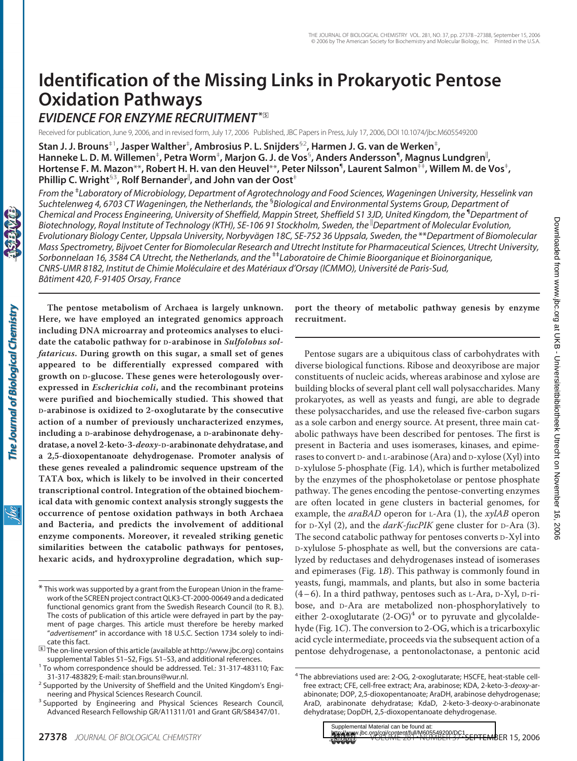# Identification of the Missing Links in Prokaryotic Pentose Oxidation Pathways

## *EVIDENCE FOR ENZYME RECRUITMENT*

Received for publication, June 9, 2006, and in revised form, July 17, 2006 Published, JBC Papers in Press, July 17, 2006, DOI 10.1074/jbc.M605549200

**Stan J. J. Brouns[‡1], Jasper Walther[‡], Ambrosius P. L. Snijders[§2], Harmen J. G. van de Werken[‡], Hanneke L. D. M. Willemen[‡], Petra Worm[‡], Marjon G. J. de Vos[§], Anders Andersson[¶], Magnus Lundgren[‖], Hortense F. M. Mazon[**], Robert H. H. van den Heuvel[**], Peter Nilsson[¶], Laurent Salmon[‡‡], Willem M. de Vos[‡], Phillip C. Wright[§3], Rolf Bernander[‖], and John van der Oost[‡]**

*From the [‡]Laboratory of Microbiology, Department of Agrotechnology and Food Sciences, Wageningen University, Hesselink van Suchtelenweg 4, 6703 CT Wageningen, the Netherlands, the [§]Biological and Environmental Systems Group, Department of Chemical and Process Engineering, University of Sheffield, Mappin Street, Sheffield S1 3JD, United Kingdom, the [¶]Department of Biotechnology, Royal Institute of Technology (KTH), SE-106 91 Stockholm, Sweden, the [‖]Department of Molecular Evolution, Evolutionary Biology Center, Uppsala University, Norbyvägen 18C, SE-752 36 Uppsala, Sweden, the [**]Department of Biomolecular Mass Spectrometry, Bijvoet Center for Biomolecular Research and Utrecht Institute for Pharmaceutical Sciences, Utrecht University, Sorbonnelaan 16, 3584 CA Utrecht, the Netherlands, and the [‡‡]Laboratoire de Chimie Bioorganique et Bioinorganique, CNRS-UMR 8182, Institut de Chimie Moléculaire et des Matériaux d'Orsay (ICMMO), Université de Paris-Sud, Bâtiment 420, F-91405 Orsay, France*

**The pentose metabolism of Archaea is largely unknown. Here, we have employed an integrated genomics approach including DNA microarray and proteomics analyses to elucidate the catabolic pathway for D-arabinose in *Sulfolobus solfataricus*. During growth on this sugar, a small set of genes appeared to be differentially expressed compared with growth on D-glucose. These genes were heterologously overexpressed in *Escherichia coli*, and the recombinant proteins were purified and biochemically studied. This showed that D-arabinose is oxidized to 2-oxoglutarate by the consecutive action of a number of previously uncharacterized enzymes, including a D-arabinose dehydrogenase, a D-arabinonate dehydratase, a novel 2-keto-3-*deoxy*-D-arabinonate dehydratase, and a 2,5-dioxopentanoate dehydrogenase. Promoter analysis of these genes revealed a palindromic sequence upstream of the TATA box, which is likely to be involved in their concerted transcriptional control. Integration of the obtained biochemical data with genomic context analysis strongly suggests the occurrence of pentose oxidation pathways in both Archaea and Bacteria, and predicts the involvement of additional enzyme components. Moreover, it revealed striking genetic similarities between the catabolic pathways for pentoses, hexaric acids, and hydroxyproline degradation, which support the theory of metabolic pathway genesis by enzyme recruitment.**

Pentose sugars are a ubiquitous class of carbohydrates with diverse biological functions. Ribose and deoxyribose are major constituents of nucleic acids, whereas arabinose and xylose are building blocks of several plant cell wall polysaccharides. Many prokaryotes, as well as yeasts and fungi, are able to degrade these polysaccharides, and use the released five-carbon sugars as a sole carbon and energy source. At present, three main catabolic pathways have been described for pentoses. The first is present in Bacteria and uses isomerases, kinases, and epimerases to convert D- and L-arabinose (Ara) and D-xylose (Xyl) into D-xylulose 5-phosphate (Fig. 1*A*), which is further metabolized by the enzymes of the phosphoketolase or pentose phosphate pathway. The genes encoding the pentose-converting enzymes are often located in gene clusters in bacterial genomes, for example, the *araBAD* operon for L-Ara (1), the *xylAB* operon for D-Xyl (2), and the *darK-fucPIK* gene cluster for D-Ara (3). The second catabolic pathway for pentoses converts D-Xyl into D-xylulose 5-phosphate as well, but the conversions are catalyzed by reductases and dehydrogenases instead of isomerases and epimerases (Fig. 1*B*). This pathway is commonly found in yeasts, fungi, mammals, and plants, but also in some bacteria (4–6). In a third pathway, pentoses such as L-Ara, D-Xyl, D-ribose, and D-Ara are metabolized non-phosphorylatively to either 2-oxoglutarate (2-OG)[4] or to pyruvate and glycolaldehyde (Fig. 1*C*). The conversion to 2-OG, which is a tricarboxylic acid cycle intermediate, proceeds via the subsequent action of a pentose dehydrogenase, a pentonolactonase, a pentonic acid

---

\* This work was supported by a grant from the European Union in the framework of the SCREEN project contract QLK3-CT-2000-00649 and a dedicated functional genomics grant from the Swedish Research Council (to R. B.). The costs of publication of this article were defrayed in part by the payment of page charges. This article must therefore be hereby marked "*advertisement*" in accordance with 18 U.S.C. Section 1734 solely to indicate this fact.

[S] The on-line version of this article (available at http://www.jbc.org) contains supplemental Tables S1–S2, Figs. S1–S3, and additional references.

[1] To whom correspondence should be addressed. Tel.: 31-317-483110; Fax: 31-317-483829; E-mail: stan.brouns@wur.nl.

[2] Supported by the University of Sheffield and the United Kingdom's Engineering and Physical Sciences Research Council.

[3] Supported by Engineering and Physical Sciences Research Council, Advanced Research Fellowship GR/A11311/01 and Grant GR/S84347/01.

[4] The abbreviations used are: 2-OG, 2-oxoglutarate; HSCFE, heat-stable cell-free extract; CFE, cell-free extract; Ara, arabinose; KDA, 2-keto-3-*deoxy*-arabinonate; DOP, 2,5-dioxopentanoate; AraDH, arabinose dehydrogenase; AraD, arabinonate dehydratase; KdaD, 2-keto-3-deoxy-D-arabinonate dehydratase; DopDH, 2,5-dioxopentanoate dehydrogenase.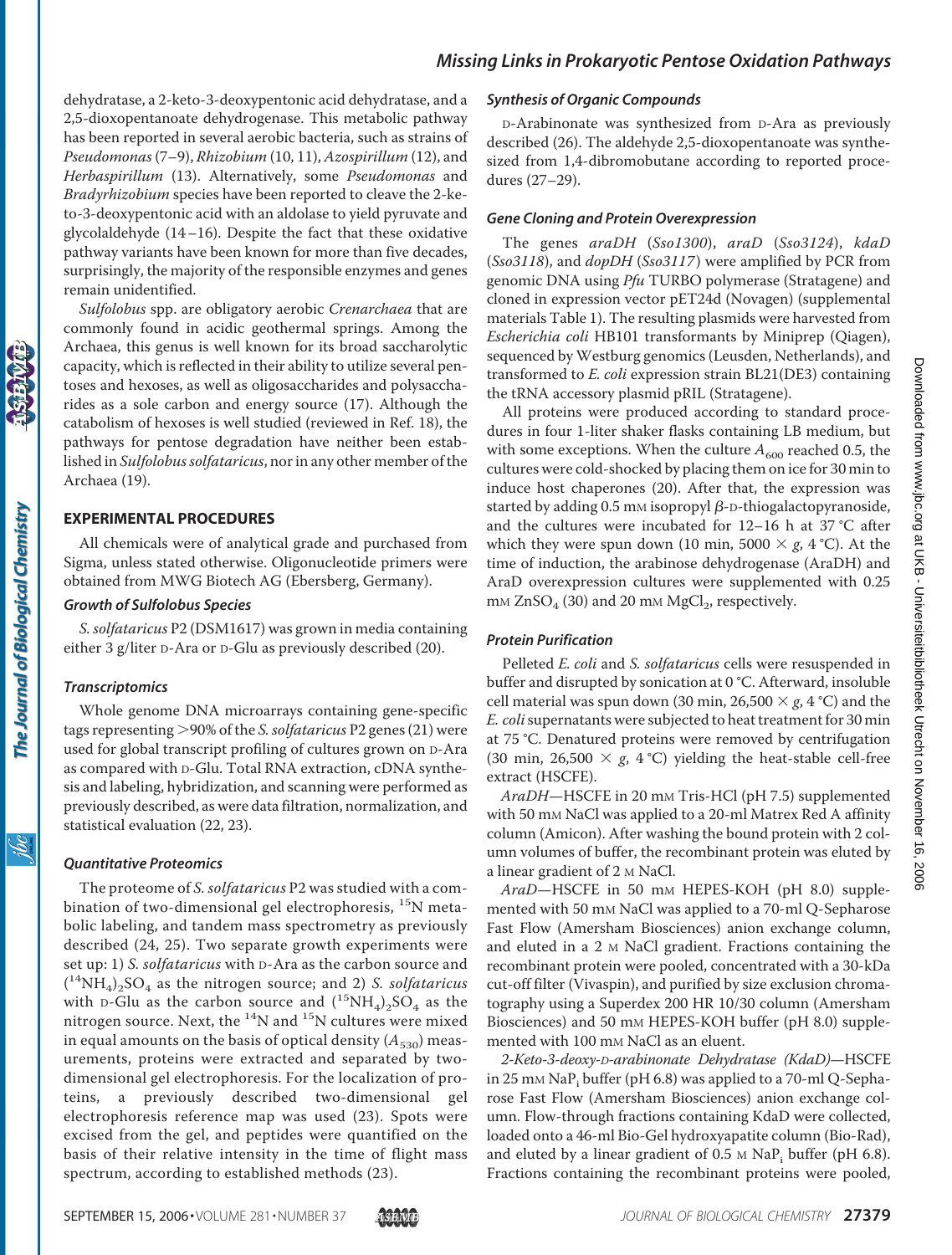dehydratase, a 2-keto-3-deoxypentonic acid dehydratase, and a 2,5-dioxopentanoate dehydrogenase. This metabolic pathway has been reported in several aerobic bacteria, such as strains of *Pseudomonas* (7–9), *Rhizobium* (10, 11), *Azospirillum* (12), and *Herbaspirillum* (13). Alternatively, some *Pseudomonas* and *Bradyrhizobium* species have been reported to cleave the 2-keto-3-deoxypentonic acid with an aldolase to yield pyruvate and glycolaldehyde (14–16). Despite the fact that these oxidative pathway variants have been known for more than five decades, surprisingly, the majority of the responsible enzymes and genes remain unidentified.

*Sulfolobus* spp. are obligatory aerobic *Crenarchaea* that are commonly found in acidic geothermal springs. Among the Archaea, this genus is well known for its broad saccharolytic capacity, which is reflected in their ability to utilize several pentoses and hexoses, as well as oligosaccharides and polysaccharides as a sole carbon and energy source (17). Although the catabolism of hexoses is well studied (reviewed in Ref. 18), the pathways for pentose degradation have neither been established in *Sulfolobus solfataricus*, nor in any other member of the Archaea (19).

## EXPERIMENTAL PROCEDURES

All chemicals were of analytical grade and purchased from Sigma, unless stated otherwise. Oligonucleotide primers were obtained from MWG Biotech AG (Ebersberg, Germany).

### *Growth of Sulfolobus Species*

*S. solfataricus* P2 (DSM1617) was grown in media containing either 3 g/liter D-Ara or D-Glu as previously described (20).

### *Transcriptomics*

Whole genome DNA microarrays containing gene-specific tags representing >90% of the *S. solfataricus* P2 genes (21) were used for global transcript profiling of cultures grown on D-Ara as compared with D-Glu. Total RNA extraction, cDNA synthesis and labeling, hybridization, and scanning were performed as previously described, as were data filtration, normalization, and statistical evaluation (22, 23).

### *Quantitative Proteomics*

The proteome of *S. solfataricus* P2 was studied with a combination of two-dimensional gel electrophoresis, $^{15}N$ metabolic labeling, and tandem mass spectrometry as previously described (24, 25). Two separate growth experiments were set up: 1) *S. solfataricus* with D-Ara as the carbon source and $(^{14}NH_4)_2SO_4$ as the nitrogen source; and 2) *S. solfataricus* with D-Glu as the carbon source and $(^{15}NH_4)_2SO_4$ as the nitrogen source. Next, the $^{14}N$ and $^{15}N$ cultures were mixed in equal amounts on the basis of optical density ($A_{530}$) measurements, proteins were extracted and separated by two-dimensional gel electrophoresis. For the localization of proteins, a previously described two-dimensional gel electrophoresis reference map was used (23). Spots were excised from the gel, and peptides were quantified on the basis of their relative intensity in the time of flight mass spectrum, according to established methods (23).

### *Synthesis of Organic Compounds*

D-Arabinonate was synthesized from D-Ara as previously described (26). The aldehyde 2,5-dioxopentanoate was synthesized from 1,4-dibromobutane according to reported procedures (27–29).

### *Gene Cloning and Protein Overexpression*

The genes *araDH* (*Sso1300*), *araD* (*Sso3124*), *kdaD* (*Sso3118*), and *dopDH* (*Sso3117*) were amplified by PCR from genomic DNA using *Pfu* TURBO polymerase (Stratagene) and cloned in expression vector pET24d (Novagen) (supplemental materials Table 1). The resulting plasmids were harvested from *Escherichia coli* HB101 transformants by Miniprep (Qiagen), sequenced by Westburg genomics (Leusden, Netherlands), and transformed to *E. coli* expression strain BL21(DE3) containing the tRNA accessory plasmid pRIL (Stratagene).

All proteins were produced according to standard procedures in four 1-liter shaker flasks containing LB medium, but with some exceptions. When the culture $A_{600}$ reached 0.5, the cultures were cold-shocked by placing them on ice for 30 min to induce host chaperones (20). After that, the expression was started by adding 0.5 mM isopropyl β-D-thiogalactopyranoside, and the cultures were incubated for 12–16 h at 37 °C after which they were spun down (10 min, 5000 × *g*, 4 °C). At the time of induction, the arabinose dehydrogenase (AraDH) and AraD overexpression cultures were supplemented with 0.25 mM $ZnSO_4$ (30) and 20 mM $MgCl_2$, respectively.

### *Protein Purification*

Pelleted *E. coli* and *S. solfataricus* cells were resuspended in buffer and disrupted by sonication at 0 °C. Afterward, insoluble cell material was spun down (30 min, 26,500 × *g*, 4 °C) and the *E. coli* supernatants were subjected to heat treatment for 30 min at 75 °C. Denatured proteins were removed by centrifugation (30 min, 26,500 × *g*, 4 °C) yielding the heat-stable cell-free extract (HSCFE).

*AraDH*—HSCFE in 20 mM Tris-HCl (pH 7.5) supplemented with 50 mM NaCl was applied to a 20-ml Matrex Red A affinity column (Amicon). After washing the bound protein with 2 column volumes of buffer, the recombinant protein was eluted by a linear gradient of 2 M NaCl.

*AraD*—HSCFE in 50 mM HEPES-KOH (pH 8.0) supplemented with 50 mM NaCl was applied to a 70-ml Q-Sepharose Fast Flow (Amersham Biosciences) anion exchange column, and eluted in a 2 M NaCl gradient. Fractions containing the recombinant protein were pooled, concentrated with a 30-kDa cut-off filter (Vivaspin), and purified by size exclusion chromatography using a Superdex 200 HR 10/30 column (Amersham Biosciences) and 50 mM HEPES-KOH buffer (pH 8.0) supplemented with 100 mM NaCl as an eluent.

*2-Keto-3-deoxy-D-arabinonate Dehydratase (KdaD)*—HSCFE in 25 mM $NaP_i$ buffer (pH 6.8) was applied to a 70-ml Q-Sepharose Fast Flow (Amersham Biosciences) anion exchange column. Flow-through fractions containing KdaD were collected, loaded onto a 46-ml Bio-Gel hydroxyapatite column (Bio-Rad), and eluted by a linear gradient of 0.5 M $NaP_i$ buffer (pH 6.8). Fractions containing the recombinant proteins were pooled,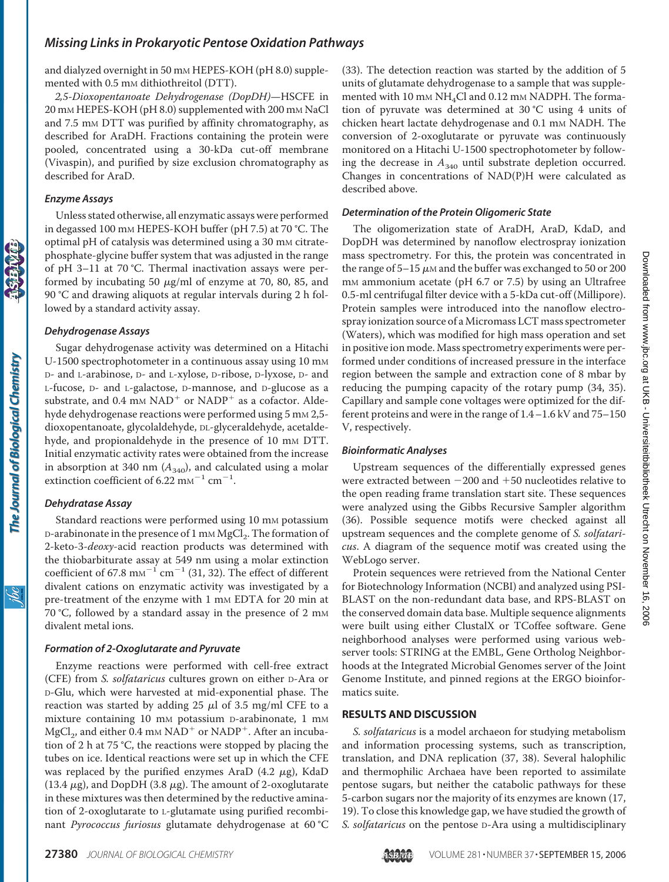and dialyzed overnight in 50 mM HEPES-KOH (pH 8.0) supplemented with 0.5 mM dithiothreitol (DTT).

*2,5-Dioxopentanoate Dehydrogenase (DopDH)*—HSCFE in 20 mM HEPES-KOH (pH 8.0) supplemented with 200 mM NaCl and 7.5 mM DTT was purified by affinity chromatography, as described for AraDH. Fractions containing the protein were pooled, concentrated using a 30-kDa cut-off membrane (Vivaspin), and purified by size exclusion chromatography as described for AraD.

### *Enzyme Assays*

Unless stated otherwise, all enzymatic assays were performed in degassed 100 mM HEPES-KOH buffer (pH 7.5) at 70 °C. The optimal pH of catalysis was determined using a 30 mM citrate-phosphate-glycine buffer system that was adjusted in the range of pH 3–11 at 70 °C. Thermal inactivation assays were performed by incubating 50 μg/ml of enzyme at 70, 80, 85, and 90 °C and drawing aliquots at regular intervals during 2 h followed by a standard activity assay.

### *Dehydrogenase Assays*

Sugar dehydrogenase activity was determined on a Hitachi U-1500 spectrophotometer in a continuous assay using 10 mM D- and L-arabinose, D- and L-xylose, D-ribose, D-lyxose, D- and L-fucose, D- and L-galactose, D-mannose, and D-glucose as a substrate, and 0.4 mM $NAD^+$ or $NADP^+$ as a cofactor. Aldehyde dehydrogenase reactions were performed using 5 mM 2,5-dioxopentanoate, glycolaldehyde, DL-glyceraldehyde, acetaldehyde, and propionaldehyde in the presence of 10 mM DTT. Initial enzymatic activity rates were obtained from the increase in absorption at 340 nm ($A_{340}$), and calculated using a molar extinction coefficient of 6.22 $mM^{-1}$ $cm^{-1}$.

### *Dehydratase Assay*

Standard reactions were performed using 10 mM potassium D-arabinonate in the presence of 1 mM $MgCl_2$. The formation of 2-keto-3-*deoxy*-acid reaction products was determined with the thiobarbiturate assay at 549 nm using a molar extinction coefficient of 67.8 $mM^{-1}$ $cm^{-1}$ (31, 32). The effect of different divalent cations on enzymatic activity was investigated by a pre-treatment of the enzyme with 1 mM EDTA for 20 min at 70 °C, followed by a standard assay in the presence of 2 mM divalent metal ions.

### *Formation of 2-Oxoglutarate and Pyruvate*

Enzyme reactions were performed with cell-free extract (CFE) from *S. solfataricus* cultures grown on either D-Ara or D-Glu, which were harvested at mid-exponential phase. The reaction was started by adding 25 μl of 3.5 mg/ml CFE to a mixture containing 10 mM potassium D-arabinonate, 1 mM $MgCl_2$, and either 0.4 mM $NAD^+$ or $NADP^+$. After an incubation of 2 h at 75 °C, the reactions were stopped by placing the tubes on ice. Identical reactions were set up in which the CFE was replaced by the purified enzymes AraD (4.2 μg), KdaD (13.4 μg), and DopDH (3.8 μg). The amount of 2-oxoglutarate in these mixtures was then determined by the reductive amination of 2-oxoglutarate to L-glutamate using purified recombinant *Pyrococcus furiosus* glutamate dehydrogenase at 60 °C (33). The detection reaction was started by the addition of 5 units of glutamate dehydrogenase to a sample that was supplemented with 10 mM $NH_4Cl$ and 0.12 mM NADPH. The formation of pyruvate was determined at 30 °C using 4 units of chicken heart lactate dehydrogenase and 0.1 mM NADH. The conversion of 2-oxoglutarate or pyruvate was continuously monitored on a Hitachi U-1500 spectrophotometer by following the decrease in $A_{340}$ until substrate depletion occurred. Changes in concentrations of NAD(P)H were calculated as described above.

### *Determination of the Protein Oligomeric State*

The oligomerization state of AraDH, AraD, KdaD, and DopDH was determined by nanoflow electrospray ionization mass spectrometry. For this, the protein was concentrated in the range of 5–15 μM and the buffer was exchanged to 50 or 200 mM ammonium acetate (pH 6.7 or 7.5) by using an Ultrafree 0.5-ml centrifugal filter device with a 5-kDa cut-off (Millipore). Protein samples were introduced into the nanoflow electrospray ionization source of a Micromass LCT mass spectrometer (Waters), which was modified for high mass operation and set in positive ion mode. Mass spectrometry experiments were performed under conditions of increased pressure in the interface region between the sample and extraction cone of 8 mbar by reducing the pumping capacity of the rotary pump (34, 35). Capillary and sample cone voltages were optimized for the different proteins and were in the range of 1.4–1.6 kV and 75–150 V, respectively.

### *Bioinformatic Analyses*

Upstream sequences of the differentially expressed genes were extracted between −200 and +50 nucleotides relative to the open reading frame translation start site. These sequences were analyzed using the Gibbs Recursive Sampler algorithm (36). Possible sequence motifs were checked against all upstream sequences and the complete genome of *S. solfataricus*. A diagram of the sequence motif was created using the WebLogo server.

Protein sequences were retrieved from the National Center for Biotechnology Information (NCBI) and analyzed using PSI-BLAST on the non-redundant data base, and RPS-BLAST on the conserved domain data base. Multiple sequence alignments were built using either ClustalX or TCoffee software. Gene neighborhood analyses were performed using various webserver tools: STRING at the EMBL, Gene Ortholog Neighborhoods at the Integrated Microbial Genomes server of the Joint Genome Institute, and pinned regions at the ERGO bioinformatics suite.

## RESULTS AND DISCUSSION

*S. solfataricus* is a model archaeon for studying metabolism and information processing systems, such as transcription, translation, and DNA replication (37, 38). Several halophilic and thermophilic Archaea have been reported to assimilate pentose sugars, but neither the catabolic pathways for these 5-carbon sugars nor the majority of its enzymes are known (17, 19). To close this knowledge gap, we have studied the growth of *S. solfataricus* on the pentose D-Ara using a multidisciplinary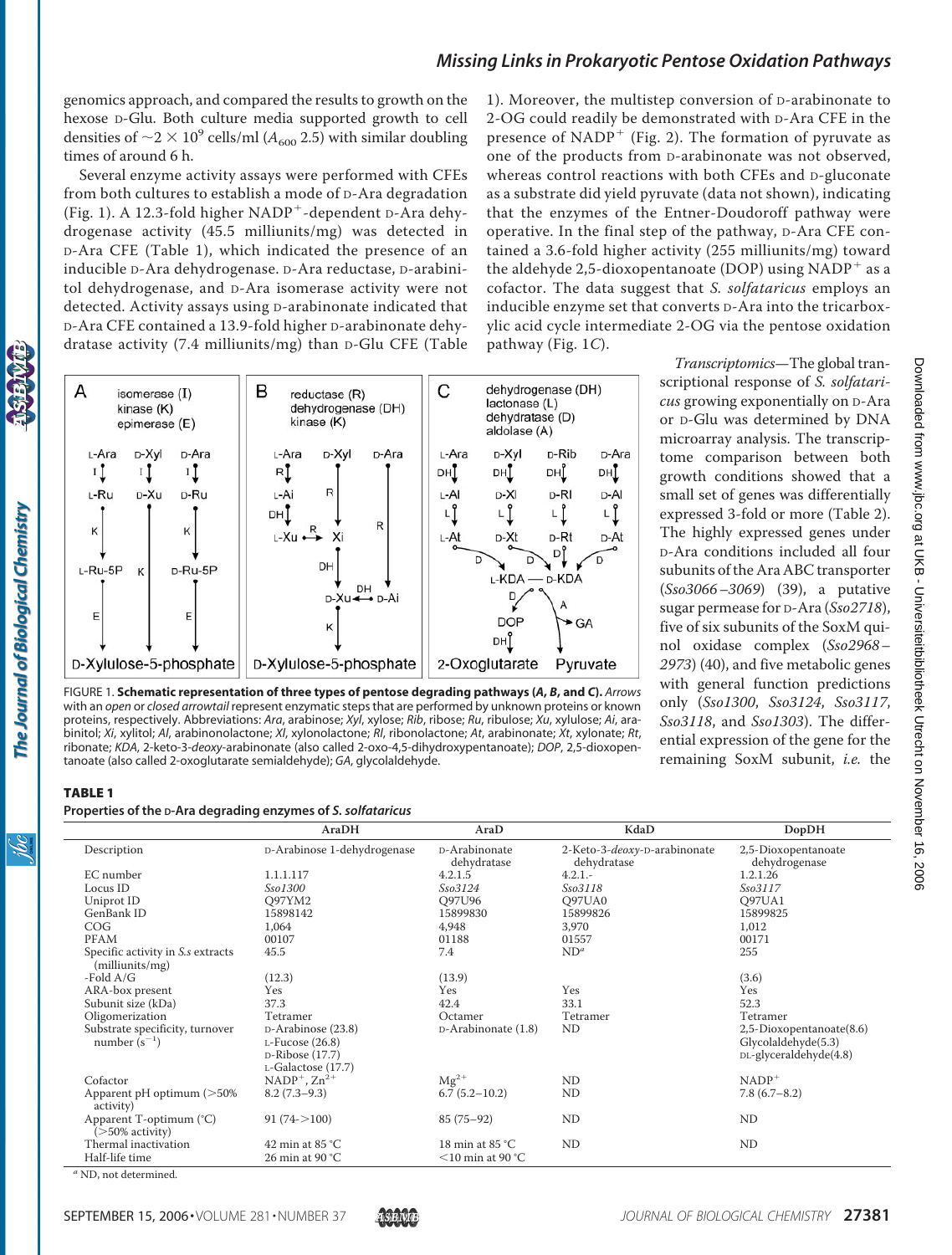genomics approach, and compared the results to growth on the hexose D-Glu. Both culture media supported growth to cell densities of $\sim 2 \times 10^9$ cells/ml ($A_{600}$ 2.5) with similar doubling times of around 6 h.

Several enzyme activity assays were performed with CFEs from both cultures to establish a mode of D-Ara degradation (Fig. 1). A 12.3-fold higher $NADP^+$-dependent D-Ara dehydrogenase activity (45.5 milliunits/mg) was detected in D-Ara CFE (Table 1), which indicated the presence of an inducible D-Ara dehydrogenase. D-Ara reductase, D-arabinitol dehydrogenase, and D-Ara isomerase activity were not detected. Activity assays using D-arabinonate indicated that D-Ara CFE contained a 13.9-fold higher D-arabinonate dehydratase activity (7.4 milliunits/mg) than D-Glu CFE (Table 1). Moreover, the multistep conversion of D-arabinonate to 2-OG could readily be demonstrated with D-Ara CFE in the presence of $NADP^+$ (Fig. 2). The formation of pyruvate as one of the products from D-arabinonate was not observed, whereas control reactions with both CFEs and D-gluconate as a substrate did yield pyruvate (data not shown), indicating that the enzymes of the Entner-Doudoroff pathway were operative. In the final step of the pathway, D-Ara CFE contained a 3.6-fold higher activity (255 milliunits/mg) toward the aldehyde 2,5-dioxopentanoate (DOP) using $NADP^+$ as a cofactor. The data suggest that *S. solfataricus* employs an inducible enzyme set that converts D-Ara into the tricarboxylic acid cycle intermediate 2-OG via the pentose oxidation pathway (Fig. 1*C*).

FIGURE 1. **Schematic representation of three types of pentose degrading pathways (*A*, *B*, and *C*).** *Arrows* with an *open* or *closed arrowtail* represent enzymatic steps that are performed by unknown proteins or known proteins, respectively. Abbreviations: *Ara*, arabinose; *Xyl*, xylose; *Rib*, ribose; *Ru*, ribulose; *Xu*, xylulose; *Ai*, arabinitol; *Xi*, xylitol; *Al*, arabinonolactone; *Xl*, xylonolactone; *Rl*, ribonolactone; *At*, arabinonate; *Xt*, xylonate; *Rt*, ribonate; *KDA*, 2-keto-3-*deoxy*-arabinonate (also called 2-oxo-4,5-dihydroxypentanoate); *DOP*, 2,5-dioxopentanoate (also called 2-oxoglutarate semialdehyde); *GA*, glycolaldehyde.

*Transcriptomics*—The global transcriptional response of *S. solfataricus* growing exponentially on D-Ara or D-Glu was determined by DNA microarray analysis. The transcriptome comparison between both growth conditions showed that a small set of genes was differentially expressed 3-fold or more (Table 2). The highly expressed genes under D-Ara conditions included all four subunits of the Ara ABC transporter (*Sso3066–3069*) (39), a putative sugar permease for D-Ara (*Sso2718*), five of six subunits of the SoxM quinol oxidase complex (*Sso2968–2973*) (40), and five metabolic genes with general function predictions only (*Sso1300*, *Sso3124*, *Sso3117*, *Sso3118*, and *Sso1303*). The differential expression of the gene for the remaining SoxM subunit, *i.e.* the

**TABLE 1**
**Properties of the D-Ara degrading enzymes of *S. solfataricus***

| | AraDH | AraD | KdaD | DopDH |
|---|---|---|---|---|
| Description | D-Arabinose 1-dehydrogenase | D-Arabinonate dehydratase | 2-Keto-3-*deoxy*-D-arabinonate dehydratase | 2,5-Dioxopentanoate dehydrogenase |
| EC number | 1.1.1.117 | 4.2.1.5 | 4.2.1.- | 1.2.1.26 |
| Locus ID | *Sso1300* | *Sso3124* | *Sso3118* | *Sso3117* |
| Uniprot ID | Q97YM2 | Q97U96 | Q97UA0 | Q97UA1 |
| GenBank ID | 15898142 | 15899830 | 15899826 | 15899825 |
| COG | 1,064 | 4,948 | 3,970 | 1,012 |
| PFAM | 00107 | 01188 | 01557 | 00171 |
| Specific activity in *S.s* extracts (milliunits/mg) | 45.5 | 7.4 | ND[a] | 255 |
| -Fold A/G | (12.3) | (13.9) | | (3.6) |
| ARA-box present | Yes | Yes | Yes | Yes |
| Subunit size (kDa) | 37.3 | 42.4 | 33.1 | 52.3 |
| Oligomerization | Tetramer | Octamer | Tetramer | Tetramer |
| Substrate specificity, turnover number ($s^{-1}$) | D-Arabinose (23.8)<br>L-Fucose (26.8)<br>D-Ribose (17.7)<br>L-Galactose (17.7) | D-Arabinonate (1.8) | ND | 2,5-Dioxopentanoate(8.6)<br>Glycolaldehyde(5.3)<br>DL-glyceraldehyde(4.8) |
| Cofactor | $NADP^+$, $Zn^{2+}$ | $Mg^{2+}$ | ND | $NADP^+$ |
| Apparent pH optimum (>50% activity) | 8.2 (7.3–9.3) | 6.7 (5.2–10.2) | ND | 7.8 (6.7–8.2) |
| Apparent T-optimum (°C) (>50% activity) | 91 (74->100) | 85 (75–92) | ND | ND |
| Thermal inactivation | 42 min at 85 °C | 18 min at 85 °C | ND | ND |
| Half-life time | 26 min at 90 °C | <10 min at 90 °C | | |

[a] ND, not determined.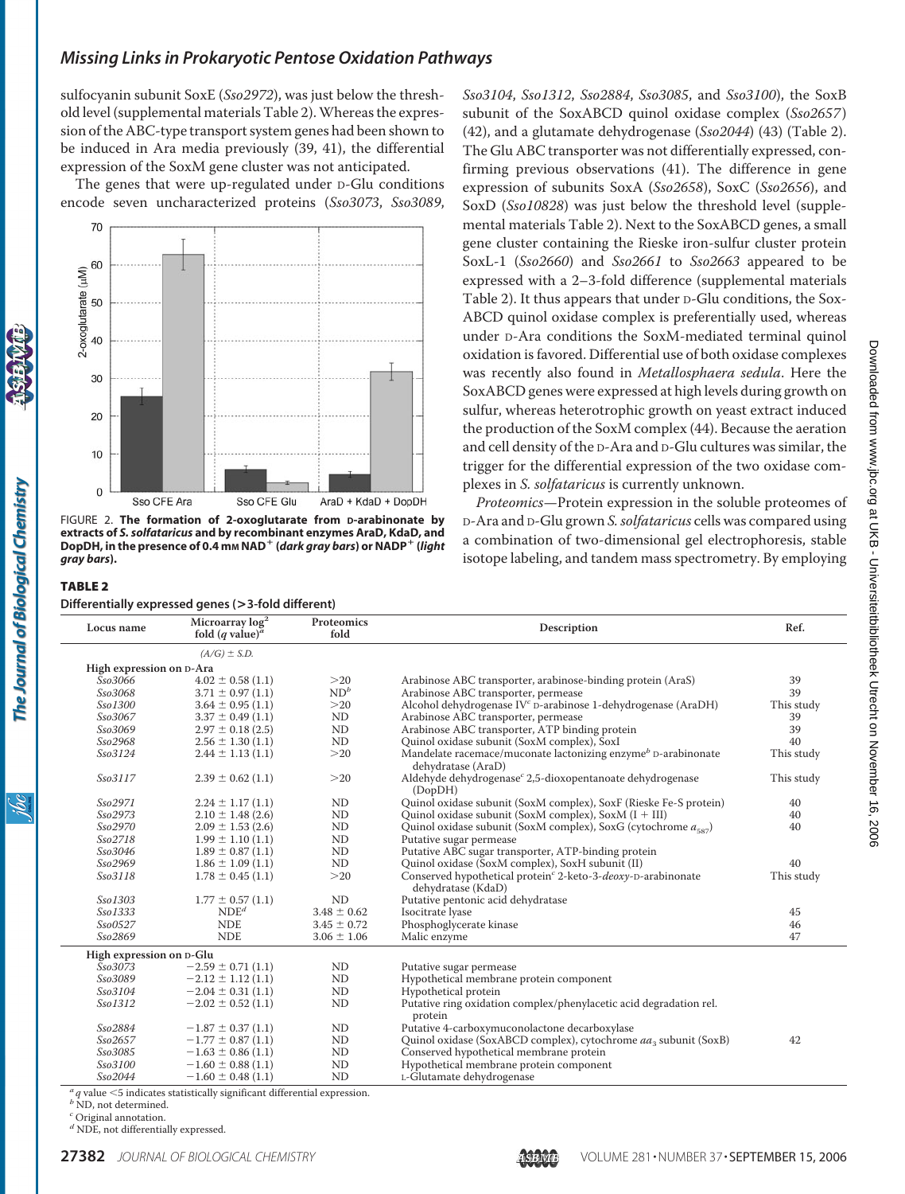sulfocyanin subunit SoxE (*Sso2972*), was just below the threshold level (supplemental materials Table 2). Whereas the expression of the ABC-type transport system genes had been shown to be induced in Ara media previously (39, 41), the differential expression of the SoxM gene cluster was not anticipated.

The genes that were up-regulated under D-Glu conditions encode seven uncharacterized proteins (*Sso3073*, *Sso3089*, *Sso3104*, *Sso1312*, *Sso2884*, *Sso3085*, and *Sso3100*), the SoxB subunit of the SoxABCD quinol oxidase complex (*Sso2657*) (42), and a glutamate dehydrogenase (*Sso2044*) (43) (Table 2). The Glu ABC transporter was not differentially expressed, confirming previous observations (41). The difference in gene expression of subunits SoxA (*Sso2658*), SoxC (*Sso2656*), and SoxD (*Sso10828*) was just below the threshold level (supplemental materials Table 2). Next to the SoxABCD genes, a small gene cluster containing the Rieske iron-sulfur cluster protein SoxL-1 (*Sso2660*) and *Sso2661* to *Sso2663* appeared to be expressed with a 2–3-fold difference (supplemental materials Table 2). It thus appears that under D-Glu conditions, the SoxABCD quinol oxidase complex is preferentially used, whereas under D-Ara conditions the SoxM-mediated terminal quinol oxidation is favored. Differential use of both oxidase complexes was recently also found in *Metallosphaera sedula*. Here the SoxABCD genes were expressed at high levels during growth on sulfur, whereas heterotrophic growth on yeast extract induced the production of the SoxM complex (44). Because the aeration and cell density of the D-Ara and D-Glu cultures was similar, the trigger for the differential expression of the two oxidase complexes in *S. solfataricus* is currently unknown.

*Proteomics*—Protein expression in the soluble proteomes of D-Ara and D-Glu grown *S. solfataricus* cells was compared using a combination of two-dimensional gel electrophoresis, stable isotope labeling, and tandem mass spectrometry. By employing

FIGURE 2. **The formation of 2-oxoglutarate from D-arabinonate by extracts of *S. solfataricus* and by recombinant enzymes AraD, KdaD, and DopDH, in the presence of 0.4 mM NAD$^+$ (*dark gray bars*) or NADP$^+$ (*light gray bars*).**

**TABLE 2**

**Differentially expressed genes (>3-fold different)**

| Locus name | Microarray log$^2$ fold (*q* value)[a] | Proteomics fold | Description | Ref. |
|---|---|---|---|---|
| | (*A/G*) ± *S.D.* | | | |
| **High expression on D-Ara** | | | | |
| *Sso3066* | 4.02 ± 0.58 (1.1) | >20 | Arabinose ABC transporter, arabinose-binding protein (AraS) | 39 |
| *Sso3068* | 3.71 ± 0.97 (1.1) | ND[b] | Arabinose ABC transporter, permease | 39 |
| *Sso1300* | 3.64 ± 0.95 (1.1) | >20 | Alcohol dehydrogenase IV[c] D-arabinose 1-dehydrogenase (AraDH) | This study |
| *Sso3067* | 3.37 ± 0.49 (1.1) | ND | Arabinose ABC transporter, permease | 39 |
| *Sso3069* | 2.97 ± 0.18 (2.5) | ND | Arabinose ABC transporter, ATP binding protein | 39 |
| *Sso2968* | 2.56 ± 1.30 (1.1) | ND | Quinol oxidase subunit (SoxM complex), SoxI | 40 |
| *Sso3124* | 2.44 ± 1.13 (1.1) | >20 | Mandelate racemace/muconate lactonizing enzyme[b] D-arabinonate dehydratase (AraD) | This study |
| *Sso3117* | 2.39 ± 0.62 (1.1) | >20 | Aldehyde dehydrogenase[c] 2,5-dioxopentanoate dehydrogenase (DopDH) | This study |
| *Sso2971* | 2.24 ± 1.17 (1.1) | ND | Quinol oxidase subunit (SoxM complex), SoxF (Rieske Fe-S protein) | 40 |
| *Sso2973* | 2.10 ± 1.48 (2.6) | ND | Quinol oxidase subunit (SoxM complex), SoxM (I + III) | 40 |
| *Sso2970* | 2.09 ± 1.53 (2.6) | ND | Quinol oxidase subunit (SoxM complex), SoxG (cytochrome $a_{587}$) | 40 |
| *Sso2718* | 1.99 ± 1.10 (1.1) | ND | Putative sugar permease | |
| *Sso3046* | 1.89 ± 0.87 (1.1) | ND | Putative ABC sugar transporter, ATP-binding protein | |
| *Sso2969* | 1.86 ± 1.09 (1.1) | ND | Quinol oxidase (SoxM complex), SoxH subunit (II) | 40 |
| *Sso3118* | 1.78 ± 0.45 (1.1) | >20 | Conserved hypothetical protein[c] 2-keto-3-*deoxy*-D-arabinonate dehydratase (KdaD) | This study |
| *Sso1303* | 1.77 ± 0.57 (1.1) | ND | Putative pentonic acid dehydratase | |
| *Sso1333* | NDE[d] | 3.48 ± 0.62 | Isocitrate lyase | 45 |
| *Sso0527* | NDE | 3.45 ± 0.72 | Phosphoglycerate kinase | 46 |
| *Sso2869* | NDE | 3.06 ± 1.06 | Malic enzyme | 47 |
| **High expression on D-Glu** | | | | |
| *Sso3073* | −2.59 ± 0.71 (1.1) | ND | Putative sugar permease | |
| *Sso3089* | −2.12 ± 1.12 (1.1) | ND | Hypothetical membrane protein component | |
| *Sso3104* | −2.04 ± 0.31 (1.1) | ND | Hypothetical protein | |
| *Sso1312* | −2.02 ± 0.52 (1.1) | ND | Putative ring oxidation complex/phenylacetic acid degradation rel. protein | |
| *Sso2884* | −1.87 ± 0.37 (1.1) | ND | Putative 4-carboxymuconolactone decarboxylase | |
| *Sso2657* | −1.77 ± 0.87 (1.1) | ND | Quinol oxidase (SoxABCD complex), cytochrome $aa_3$ subunit (SoxB) | 42 |
| *Sso3085* | −1.63 ± 0.86 (1.1) | ND | Conserved hypothetical membrane protein | |
| *Sso3100* | −1.60 ± 0.88 (1.1) | ND | Hypothetical membrane protein component | |
| *Sso2044* | −1.60 ± 0.48 (1.1) | ND | L-Glutamate dehydrogenase | |

[a] *q* value <5 indicates statistically significant differential expression.
[b] ND, not determined.
[c] Original annotation.
[d] NDE, not differentially expressed.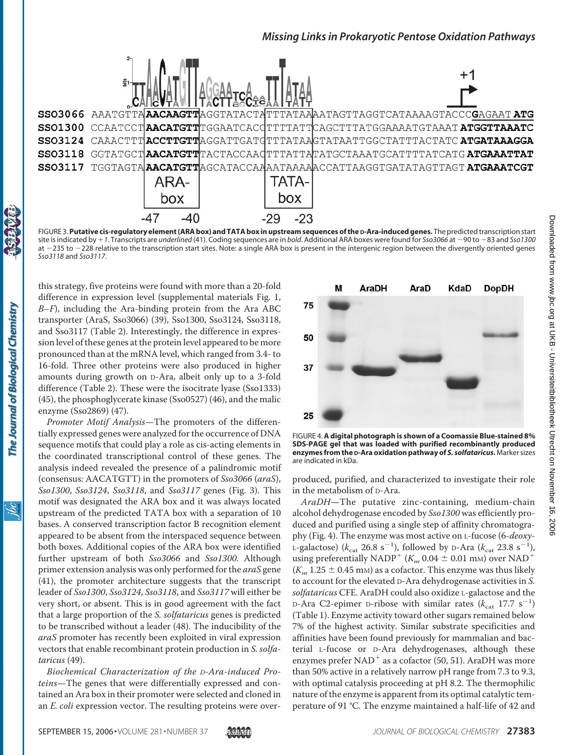FIGURE 3. **Putative cis-regulatory element (ARA box) and TATA box in upstream sequences of the D-Ara-induced genes.** The predicted transcription start site is indicated by *+1*. Transcripts are *underlined* (41). Coding sequences are in *bold*. Additional ARA boxes were found for *Sso3066* at −90 to −83 and *Sso1300* at −235 to −228 relative to the transcription start sites. Note: a single ARA box is present in the intergenic region between the divergently oriented genes *Sso3118* and *Sso3117*.

this strategy, five proteins were found with more than a 20-fold difference in expression level (supplemental materials Fig. 1, *B–F*), including the Ara-binding protein from the Ara ABC transporter (AraS, Sso3066) (39), Sso1300, Sso3124, Sso3118, and Sso3117 (Table 2). Interestingly, the difference in expression level of these genes at the protein level appeared to be more pronounced than at the mRNA level, which ranged from 3.4- to 16-fold. Three other proteins were also produced in higher amounts during growth on D-Ara, albeit only up to a 3-fold difference (Table 2). These were the isocitrate lyase (Sso1333) (45), the phosphoglycerate kinase (Sso0527) (46), and the malic enzyme (Sso2869) (47).

*Promoter Motif Analysis*—The promoters of the differentially expressed genes were analyzed for the occurrence of DNA sequence motifs that could play a role as cis-acting elements in the coordinated transcriptional control of these genes. The analysis indeed revealed the presence of a palindromic motif (consensus: AACATGTT) in the promoters of *Sso3066* (*araS*), *Sso1300*, *Sso3124*, *Sso3118*, and *Sso3117* genes (Fig. 3). This motif was designated the ARA box and it was always located upstream of the predicted TATA box with a separation of 10 bases. A conserved transcription factor B recognition element appeared to be absent from the interspaced sequence between both boxes. Additional copies of the ARA box were identified further upstream of both *Sso3066* and *Sso1300*. Although primer extension analysis was only performed for the *araS* gene (41), the promoter architecture suggests that the transcript leader of *Sso1300*, *Sso3124*, *Sso3118*, and *Sso3117* will either be very short, or absent. This is in good agreement with the fact that a large proportion of the *S. solfataricus* genes is predicted to be transcribed without a leader (48). The inducibility of the *araS* promoter has recently been exploited in viral expression vectors that enable recombinant protein production in *S. solfataricus* (49).

*Biochemical Characterization of the D-Ara-induced Proteins*—The genes that were differentially expressed and contained an Ara box in their promoter were selected and cloned in an *E. coli* expression vector. The resulting proteins were overproduced, purified, and characterized to investigate their role in the metabolism of D-Ara.

FIGURE 4. **A digital photograph is shown of a Coomassie Blue-stained 8% SDS-PAGE gel that was loaded with purified recombinantly produced enzymes from the D-Ara oxidation pathway of *S. solfataricus*.** Marker sizes are indicated in kDa.

*AraDH*—The putative zinc-containing, medium-chain alcohol dehydrogenase encoded by *Sso1300* was efficiently produced and purified using a single step of affinity chromatography (Fig. 4). The enzyme was most active on L-fucose (6-*deoxy*-L-galactose) ($k_{cat}$ 26.8 $s^{-1}$), followed by D-Ara ($k_{cat}$ 23.8 $s^{-1}$), using preferentially $NADP^+$ ($K_m$ 0.04 ± 0.01 mM) over $NAD^+$ ($K_m$ 1.25 ± 0.45 mM) as a cofactor. This enzyme was thus likely to account for the elevated D-Ara dehydrogenase activities in *S. solfataricus* CFE. AraDH could also oxidize L-galactose and the D-Ara C2-epimer D-ribose with similar rates ($k_{cat}$ 17.7 $s^{-1}$) (Table 1). Enzyme activity toward other sugars remained below 7% of the highest activity. Similar substrate specificities and affinities have been found previously for mammalian and bacterial L-fucose or D-Ara dehydrogenases, although these enzymes prefer $NAD^+$ as a cofactor (50, 51). AraDH was more than 50% active in a relatively narrow pH range from 7.3 to 9.3, with optimal catalysis proceeding at pH 8.2. The thermophilic nature of the enzyme is apparent from its optimal catalytic temperature of 91 °C. The enzyme maintained a half-life of 42 and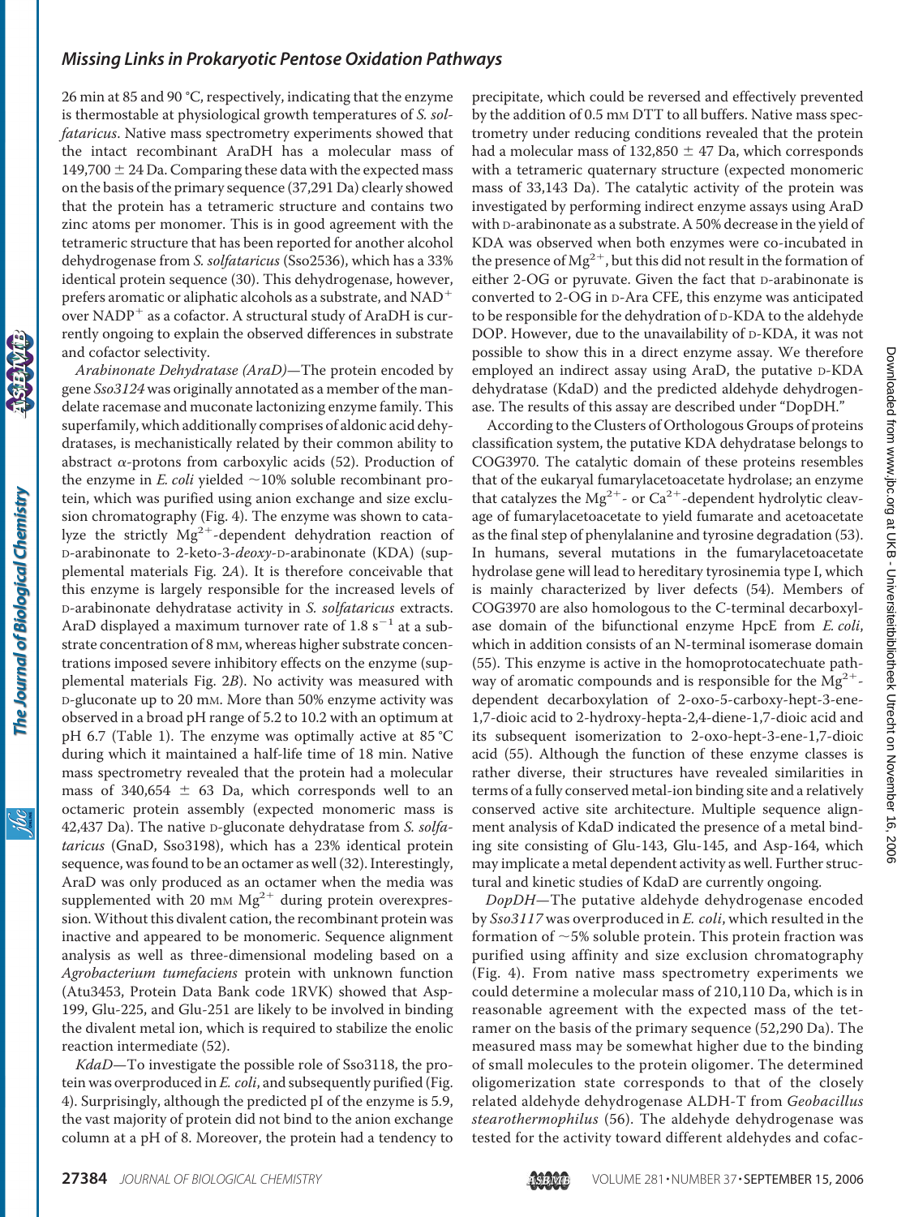26 min at 85 and 90 °C, respectively, indicating that the enzyme is thermostable at physiological growth temperatures of *S. solfataricus*. Native mass spectrometry experiments showed that the intact recombinant AraDH has a molecular mass of 149,700 ± 24 Da. Comparing these data with the expected mass on the basis of the primary sequence (37,291 Da) clearly showed that the protein has a tetrameric structure and contains two zinc atoms per monomer. This is in good agreement with the tetrameric structure that has been reported for another alcohol dehydrogenase from *S. solfataricus* (Sso2536), which has a 33% identical protein sequence (30). This dehydrogenase, however, prefers aromatic or aliphatic alcohols as a substrate, and $NAD^+$ over $NADP^+$ as a cofactor. A structural study of AraDH is currently ongoing to explain the observed differences in substrate and cofactor selectivity.

*Arabinonate Dehydratase (AraD)*—The protein encoded by gene *Sso3124* was originally annotated as a member of the mandelate racemase and muconate lactonizing enzyme family. This superfamily, which additionally comprises of aldonic acid dehydratases, is mechanistically related by their common ability to abstract α-protons from carboxylic acids (52). Production of the enzyme in *E. coli* yielded ~10% soluble recombinant protein, which was purified using anion exchange and size exclusion chromatography (Fig. 4). The enzyme was shown to catalyze the strictly $Mg^{2+}$-dependent dehydration reaction of D-arabinonate to 2-keto-3-*deoxy*-D-arabinonate (KDA) (supplemental materials Fig. 2*A*). It is therefore conceivable that this enzyme is largely responsible for the increased levels of D-arabinonate dehydratase activity in *S. solfataricus* extracts. AraD displayed a maximum turnover rate of 1.8 $s^{-1}$ at a substrate concentration of 8 mM, whereas higher substrate concentrations imposed severe inhibitory effects on the enzyme (supplemental materials Fig. 2*B*). No activity was measured with D-gluconate up to 20 mM. More than 50% enzyme activity was observed in a broad pH range of 5.2 to 10.2 with an optimum at pH 6.7 (Table 1). The enzyme was optimally active at 85 °C during which it maintained a half-life time of 18 min. Native mass spectrometry revealed that the protein had a molecular mass of 340,654 ± 63 Da, which corresponds well to an octameric protein assembly (expected monomeric mass is 42,437 Da). The native D-gluconate dehydratase from *S. solfataricus* (GnaD, Sso3198), which has a 23% identical protein sequence, was found to be an octamer as well (32). Interestingly, AraD was only produced as an octamer when the media was supplemented with 20 mM $Mg^{2+}$ during protein overexpression. Without this divalent cation, the recombinant protein was inactive and appeared to be monomeric. Sequence alignment analysis as well as three-dimensional modeling based on a *Agrobacterium tumefaciens* protein with unknown function (Atu3453, Protein Data Bank code 1RVK) showed that Asp-199, Glu-225, and Glu-251 are likely to be involved in binding the divalent metal ion, which is required to stabilize the enolic reaction intermediate (52).

*KdaD*—To investigate the possible role of Sso3118, the protein was overproduced in *E. coli*, and subsequently purified (Fig. 4). Surprisingly, although the predicted pI of the enzyme is 5.9, the vast majority of protein did not bind to the anion exchange column at a pH of 8. Moreover, the protein had a tendency to precipitate, which could be reversed and effectively prevented by the addition of 0.5 mM DTT to all buffers. Native mass spectrometry under reducing conditions revealed that the protein had a molecular mass of 132,850 ± 47 Da, which corresponds with a tetrameric quaternary structure (expected monomeric mass of 33,143 Da). The catalytic activity of the protein was investigated by performing indirect enzyme assays using AraD with D-arabinonate as a substrate. A 50% decrease in the yield of KDA was observed when both enzymes were co-incubated in the presence of $Mg^{2+}$, but this did not result in the formation of either 2-OG or pyruvate. Given the fact that D-arabinate is converted to 2-OG in D-Ara CFE, this enzyme was anticipated to be responsible for the dehydration of D-KDA to the aldehyde DOP. However, due to the unavailability of D-KDA, it was not possible to show this in a direct enzyme assay. We therefore employed an indirect assay using AraD, the putative D-KDA dehydratase (KdaD) and the predicted aldehyde dehydrogenase. The results of this assay are described under "DopDH."

According to the Clusters of Orthologous Groups of proteins classification system, the putative KDA dehydratase belongs to COG3970. The catalytic domain of these proteins resembles that of the eukaryal fumarylacetoacetate hydrolase; an enzyme that catalyzes the $Mg^{2+}$- or $Ca^{2+}$-dependent hydrolytic cleavage of fumarylacetoacetate to yield fumarate and acetoacetate as the final step of phenylalanine and tyrosine degradation (53). In humans, several mutations in the fumarylacetoacetate hydrolase gene will lead to hereditary tyrosinemia type I, which is mainly characterized by liver defects (54). Members of COG3970 are also homologous to the C-terminal decarboxylase domain of the bifunctional enzyme HpcE from *E. coli*, which in addition consists of an N-terminal isomerase domain (55). This enzyme is active in the homoprotocatechuate pathway of aromatic compounds and is responsible for the $Mg^{2+}$-dependent decarboxylation of 2-oxo-5-carboxy-hept-3-ene-1,7-dioic acid to 2-hydroxy-hepta-2,4-diene-1,7-dioic acid and its subsequent isomerization to 2-oxo-hept-3-ene-1,7-dioic acid (55). Although the function of these enzyme classes is rather diverse, their structures have revealed similarities in terms of a fully conserved metal-ion binding site and a relatively conserved active site architecture. Multiple sequence alignment analysis of KdaD indicated the presence of a metal binding site consisting of Glu-143, Glu-145, and Asp-164, which may implicate a metal dependent activity as well. Further structural and kinetic studies of KdaD are currently ongoing.

*DopDH*—The putative aldehyde dehydrogenase encoded by *Sso3117* was overproduced in *E. coli*, which resulted in the formation of ~5% soluble protein. This protein fraction was purified using affinity and size exclusion chromatography (Fig. 4). From native mass spectrometry experiments we could determine a molecular mass of 210,110 Da, which is in reasonable agreement with the expected mass of the tetramer on the basis of the primary sequence (52,290 Da). The measured mass may be somewhat higher due to the binding of small molecules to the protein oligomer. The determined oligomerization state corresponds to that of the closely related aldehyde dehydrogenase ALDH-T from *Geobacillus stearothermophilus* (56). The aldehyde dehydrogenase was tested for the activity toward different aldehydes and cofac-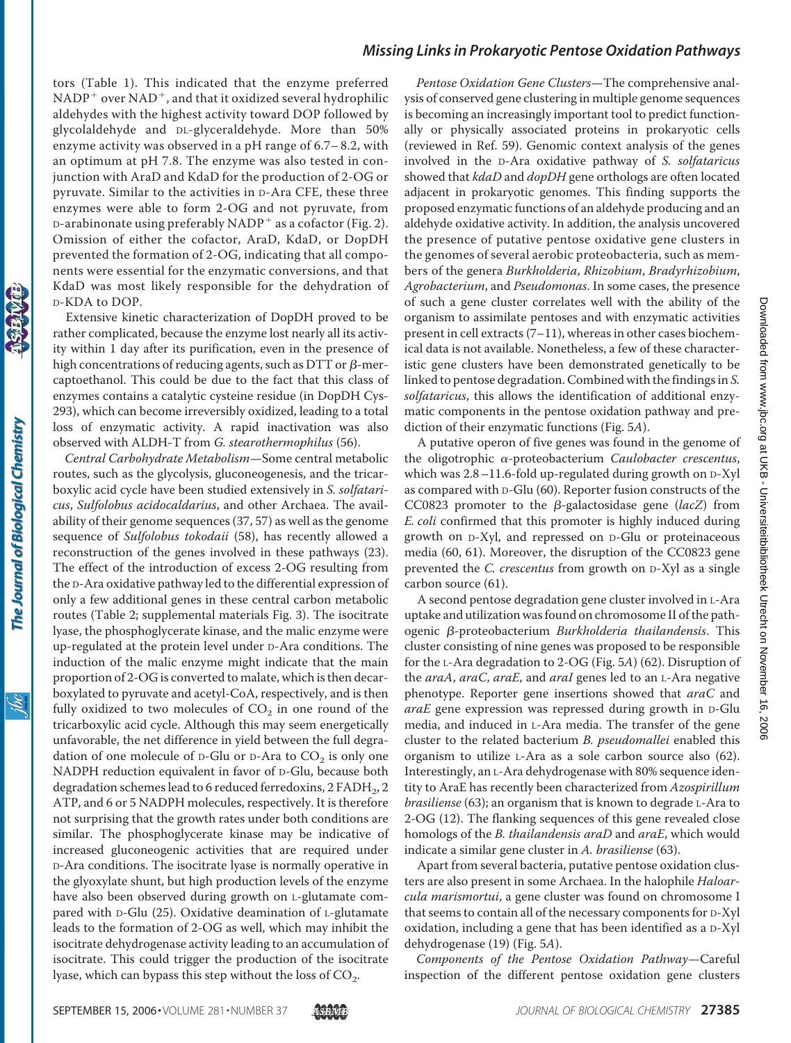tors (Table 1). This indicated that the enzyme preferred $NADP^+$ over $NAD^+$, and that it oxidized several hydrophilic aldehydes with the highest activity toward DOP followed by glycolaldehyde and DL-glyceraldehyde. More than 50% enzyme activity was observed in a pH range of 6.7–8.2, with an optimum at pH 7.8. The enzyme was also tested in conjunction with AraD and KdaD for the production of 2-OG or pyruvate. Similar to the activities in D-Ara CFE, these three enzymes were able to form 2-OG and not pyruvate, from D-arabinonate using preferably $NADP^+$ as a cofactor (Fig. 2). Omission of either the cofactor, AraD, KdaD, or DopDH prevented the formation of 2-OG, indicating that all components were essential for the enzymatic conversions, and that KdaD was most likely responsible for the dehydration of D-KDA to DOP.

Extensive kinetic characterization of DopDH proved to be rather complicated, because the enzyme lost nearly all its activity within 1 day after its purification, even in the presence of high concentrations of reducing agents, such as DTT or β-mercaptoethanol. This could be due to the fact that this class of enzymes contains a catalytic cysteine residue (in DopDH Cys-293), which can become irreversibly oxidized, leading to a total loss of enzymatic activity. A rapid inactivation was also observed with ALDH-T from *G. stearothermophilus* (56).

*Central Carbohydrate Metabolism*—Some central metabolic routes, such as the glycolysis, gluconeogenesis, and the tricarboxylic acid cycle have been studied extensively in *S. solfataricus*, *Sulfolobus acidocaldarius*, and other Archaea. The availability of their genome sequences (37, 57) as well as the genome sequence of *Sulfolobus tokodaii* (58), has recently allowed a reconstruction of the genes involved in these pathways (23). The effect of the introduction of excess 2-OG resulting from the D-Ara oxidative pathway led to the differential expression of only a few additional genes in these central carbon metabolic routes (Table 2; supplemental materials Fig. 3). The isocitrate lyase, the phosphoglycerate kinase, and the malic enzyme were up-regulated at the protein level under D-Ara conditions. The induction of the malic enzyme might indicate that the main proportion of 2-OG is converted to malate, which is then decarboxylated to pyruvate and acetyl-CoA, respectively, and is then fully oxidized to two molecules of $CO_2$ in one round of the tricarboxylic acid cycle. Although this may seem energetically unfavorable, the net difference in yield between the full degradation of one molecule of D-Glu or D-Ara to $CO_2$ is only one NADPH reduction equivalent in favor of D-Glu, because both degradation schemes lead to 6 reduced ferredoxins, 2 $FADH_2$, 2 ATP, and 6 or 5 NADPH molecules, respectively. It is therefore not surprising that the growth rates under both conditions are similar. The phosphoglycerate kinase may be indicative of increased gluconeogenic activities that are required under D-Ara conditions. The isocitrate lyase is normally operative in the glyoxylate shunt, but high production levels of the enzyme have also been observed during growth on L-glutamate compared with D-Glu (25). Oxidative deamination of L-glutamate leads to the formation of 2-OG as well, which may inhibit the isocitrate dehydrogenase activity leading to an accumulation of isocitrate. This could trigger the production of the isocitrate lyase, which can bypass this step without the loss of $CO_2$.

*Pentose Oxidation Gene Clusters*—The comprehensive analysis of conserved gene clustering in multiple genome sequences is becoming an increasingly important tool to predict functionally or physically associated proteins in prokaryotic cells (reviewed in Ref. 59). Genomic context analysis of the genes involved in the D-Ara oxidative pathway of *S. solfataricus* showed that *kdaD* and *dopDH* gene orthologs are often located adjacent in prokaryotic genomes. This finding supports the proposed enzymatic functions of an aldehyde producing and an aldehyde oxidative activity. In addition, the analysis uncovered the presence of putative pentose oxidative gene clusters in the genomes of several aerobic proteobacteria, such as members of the genera *Burkholderia*, *Rhizobium*, *Bradyrhizobium*, *Agrobacterium*, and *Pseudomonas*. In some cases, the presence of such a gene cluster correlates well with the ability of the organism to assimilate pentoses and with enzymatic activities present in cell extracts (7–11), whereas in other cases biochemical data is not available. Nonetheless, a few of these characteristic gene clusters have been demonstrated genetically to be linked to pentose degradation. Combined with the findings in *S. solfataricus*, this allows the identification of additional enzymatic components in the pentose oxidation pathway and prediction of their enzymatic functions (Fig. 5*A*).

A putative operon of five genes was found in the genome of the oligotrophic α-proteobacterium *Caulobacter crescentus*, which was 2.8–11.6-fold up-regulated during growth on D-Xyl as compared with D-Glu (60). Reporter fusion constructs of the CC0823 promoter to the β-galactosidase gene (*lacZ*) from *E. coli* confirmed that this promoter is highly induced during growth on D-Xyl, and repressed on D-Glu or proteinaceous media (60, 61). Moreover, the disruption of the CC0823 gene prevented the *C. crescentus* from growth on D-Xyl as a single carbon source (61).

A second pentose degradation gene cluster involved in L-Ara uptake and utilization was found on chromosome II of the pathogenic β-proteobacterium *Burkholderia thailandensis*. This cluster consisting of nine genes was proposed to be responsible for the L-Ara degradation to 2-OG (Fig. 5*A*) (62). Disruption of the *araA*, *araC*, *araE*, and *araI* genes led to an L-Ara negative phenotype. Reporter gene insertions showed that *araC* and *araE* gene expression was repressed during growth in D-Glu media, and induced in L-Ara media. The transfer of the gene cluster to the related bacterium *B. pseudomallei* enabled this organism to utilize L-Ara as a sole carbon source also (62). Interestingly, an L-Ara dehydrogenase with 80% sequence identity to AraE has recently been characterized from *Azospirillum brasiliense* (63); an organism that is known to degrade L-Ara to 2-OG (12). The flanking sequences of this gene revealed close homologs of the *B. thailandensis araD* and *araE*, which would indicate a similar gene cluster in *A. brasiliense* (63).

Apart from several bacteria, putative pentose oxidation clusters are also present in some Archaea. In the halophile *Haloarcula marismortui*, a gene cluster was found on chromosome I that seems to contain all of the necessary components for D-Xyl oxidation, including a gene that has been identified as a D-Xyl dehydrogenase (19) (Fig. 5*A*).

*Components of the Pentose Oxidation Pathway*—Careful inspection of the different pentose oxidation gene clusters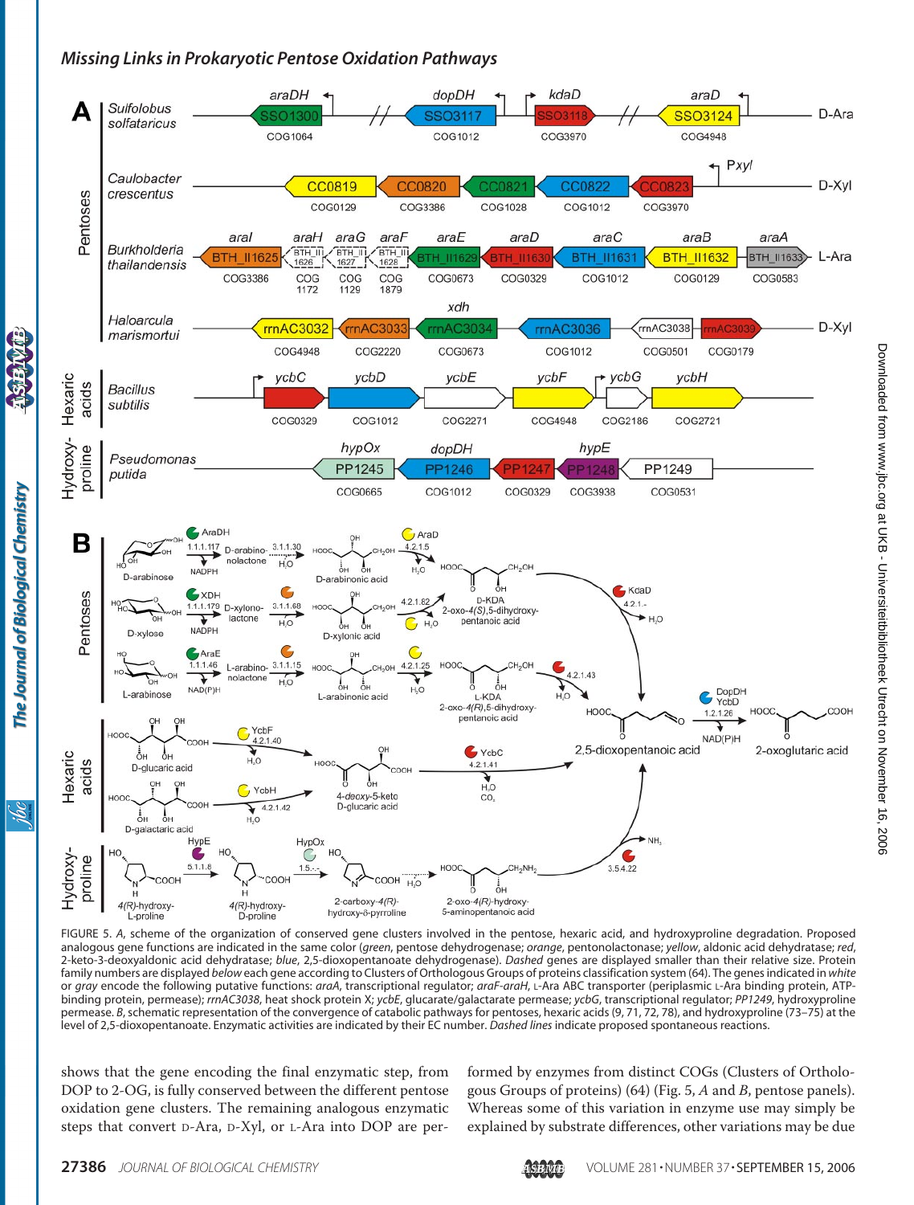FIGURE 5. *A*, scheme of the organization of conserved gene clusters involved in the pentose, hexaric acid, and hydroxyproline degradation. Proposed analogous gene functions are indicated in the same color (*green*, pentose dehydrogenase; *orange*, pentonolactonase; *yellow*, aldonic acid dehydratase; *red*, 2-keto-3-deoxyaldonic acid dehydratase; *blue*, 2,5-dioxopentanoate dehydrogenase). *Dashed* genes are displayed smaller than their relative size. Protein family numbers are displayed *below* each gene according to Clusters of Orthologous Groups of proteins classification system (64). The genes indicated in *white* or *gray* encode the following putative functions: *araA*, transcriptional regulator; *araF-araH*, L-Ara ABC transporter (periplasmic L-Ara binding protein, ATP-binding protein, permease); *rrnAC3038*, heat shock protein X; *ycbE*, glucarate/galactarate permease; *ycbG*, transcriptional regulator; *PP1249*, hydroxyproline permease. *B*, schematic representation of the convergence of catabolic pathways for pentoses, hexaric acids (9, 71, 72, 78), and hydroxyproline (73–75) at the level of 2,5-dioxopentanoate. Enzymatic activities are indicated by their EC number. *Dashed lines* indicate proposed spontaneous reactions.

shows that the gene encoding the final enzymatic step, from DOP to 2-OG, is fully conserved between the different pentose oxidation gene clusters. The remaining analogous enzymatic steps that convert D-Ara, D-Xyl, or L-Ara into DOP are performed by enzymes from distinct COGs (Clusters of Orthologous Groups of proteins) (64) (Fig. 5, *A* and *B*, pentose panels). Whereas some of this variation in enzyme use may simply be explained by substrate differences, other variations may be due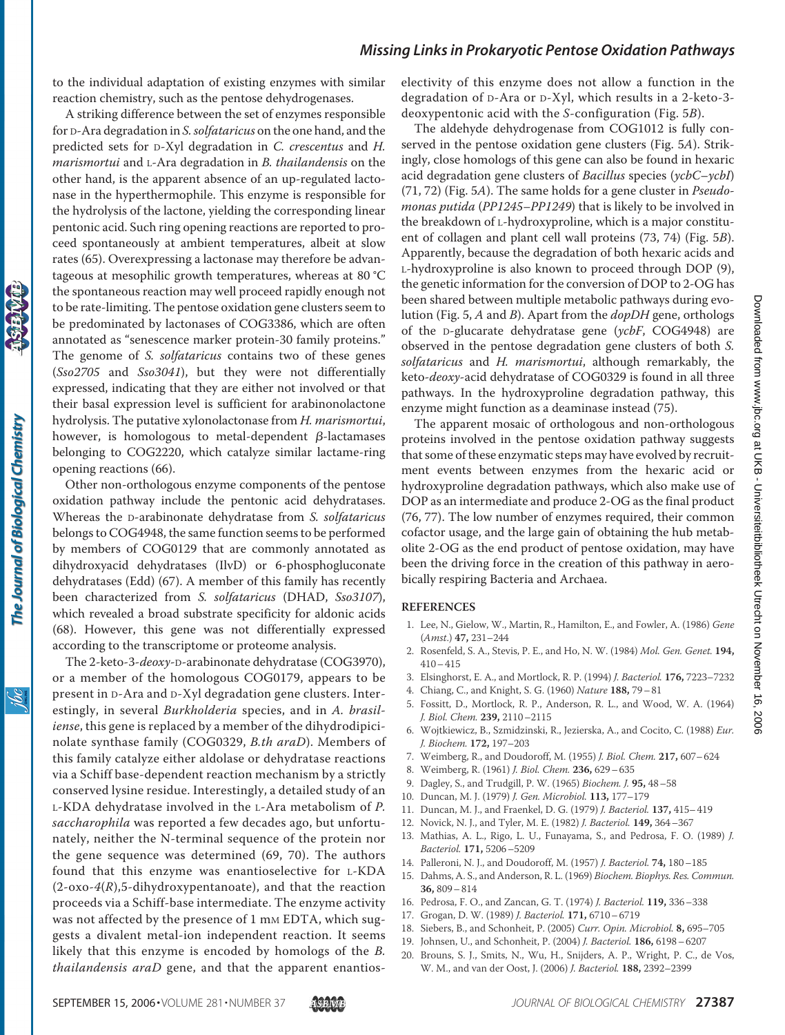to the individual adaptation of existing enzymes with similar reaction chemistry, such as the pentose dehydrogenases.

A striking difference between the set of enzymes responsible for D-Ara degradation in *S. solfataricus* on the one hand, and the predicted sets for D-Xyl degradation in *C. crescentus* and *H. marismortui* and L-Ara degradation in *B. thailandensis* on the other hand, is the apparent absence of an up-regulated lactonase in the hyperthermophile. This enzyme is responsible for the hydrolysis of the lactone, yielding the corresponding linear pentonic acid. Such ring opening reactions are reported to proceed spontaneously at ambient temperatures, albeit at slow rates (65). Overexpressing a lactonase may therefore be advantageous at mesophilic growth temperatures, whereas at 80 °C the spontaneous reaction may well proceed rapidly enough not to be rate-limiting. The pentose oxidation gene clusters seem to be predominated by lactonases of COG3386, which are often annotated as "senescence marker protein-30 family proteins." The genome of *S. solfataricus* contains two of these genes (*Sso2705* and *Sso3041*), but they were not differentially expressed, indicating that they are either not involved or that their basal expression level is sufficient for arabinonolactone hydrolysis. The putative xylonolactonase from *H. marismortui*, however, is homologous to metal-dependent β-lactamases belonging to COG2220, which catalyze similar lactame-ring opening reactions (66).

Other non-orthologous enzyme components of the pentose oxidation pathway include the pentonic acid dehydratases. Whereas the D-arabinonate dehydratase from *S. solfataricus* belongs to COG4948, the same function seems to be performed by members of COG0129 that are commonly annotated as dihydroxyacid dehydratases (IlvD) or 6-phosphogluconate dehydratases (Edd) (67). A member of this family has recently been characterized from *S. solfataricus* (DHAD, *Sso3107*), which revealed a broad substrate specificity for aldonic acids (68). However, this gene was not differentially expressed according to the transcriptome or proteome analysis.

The 2-keto-3-*deoxy*-D-arabinonate dehydratase (COG3970), or a member of the homologous COG0179, appears to be present in D-Ara and D-Xyl degradation gene clusters. Interestingly, in several *Burkholderia* species, and in *A. brasiliense*, this gene is replaced by a member of the dihydrodipicinolate synthase family (COG0329, *B.th araD*). Members of this family catalyze either aldolase or dehydratase reactions via a Schiff base-dependent reaction mechanism by a strictly conserved lysine residue. Interestingly, a detailed study of an L-KDA dehydratase involved in the L-Ara metabolism of *P. saccharophila* was reported a few decades ago, but unfortunately, neither the N-terminal sequence of the protein nor the gene sequence was determined (69, 70). The authors found that this enzyme was enantioselective for L-KDA (2-oxo-*4*(*R*),5-dihydroxypentanoate), and that the reaction proceeds via a Schiff-base intermediate. The enzyme activity was not affected by the presence of 1 mM EDTA, which suggests a divalent metal-ion independent reaction. It seems likely that this enzyme is encoded by homologs of the *B. thailandensis araD* gene, and that the apparent enantioselectivity of this enzyme does not allow a function in the degradation of D-Ara or D-Xyl, which results in a 2-keto-3-deoxypentonic acid with the *S*-configuration (Fig. 5*B*).

The aldehyde dehydrogenase from COG1012 is fully conserved in the pentose oxidation gene clusters (Fig. 5*A*). Strikingly, close homologs of this gene can also be found in hexaric acid degradation gene clusters of *Bacillus* species (*ycbC*–*ycbI*) (71, 72) (Fig. 5*A*). The same holds for a gene cluster in *Pseudomonas putida* (*PP1245*–*PP1249*) that is likely to be involved in the breakdown of L-hydroxyproline, which is a major constituent of collagen and plant cell wall proteins (73, 74) (Fig. 5*B*). Apparently, because the degradation of both hexaric acids and L-hydroxyproline is also known to proceed through DOP (9), the genetic information for the conversion of DOP to 2-OG has been shared between multiple metabolic pathways during evolution (Fig. 5, *A* and *B*). Apart from the *dopDH* gene, orthologs of the D-glucarate dehydratase gene (*ycbF*, COG4948) are observed in the pentose degradation gene clusters of both *S. solfataricus* and *H. marismortui*, although remarkably, the keto-*deoxy*-acid dehydratase of COG0329 is found in all three pathways. In the hydroxyproline degradation pathway, this enzyme might function as a deaminase instead (75).

The apparent mosaic of orthologous and non-orthologous proteins involved in the pentose oxidation pathway suggests that some of these enzymatic steps may have evolved by recruitment events between enzymes from the hexaric acid or hydroxyproline degradation pathways, which also make use of DOP as an intermediate and produce 2-OG as the final product (76, 77). The low number of enzymes required, their common cofactor usage, and the large gain of obtaining the hub metabolite 2-OG as the end product of pentose oxidation, may have been the driving force in the creation of this pathway in aerobically respiring Bacteria and Archaea.

## REFERENCES

1. Lee, N., Gielow, W., Martin, R., Hamilton, E., and Fowler, A. (1986) *Gene* (*Amst.*) **47,** 231–244
2. Rosenfeld, S. A., Stevis, P. E., and Ho, N. W. (1984) *Mol. Gen. Genet.* **194,** 410–415
3. Elsinghorst, E. A., and Mortlock, R. P. (1994) *J. Bacteriol.* **176,** 7223–7232
4. Chiang, C., and Knight, S. G. (1960) *Nature* **188,** 79–81
5. Fossitt, D., Mortlock, R. P., Anderson, R. L., and Wood, W. A. (1964) *J. Biol. Chem.* **239,** 2110–2115
6. Wojtkiewicz, B., Szmidzinski, R., Jezierska, A., and Cocito, C. (1988) *Eur. J. Biochem.* **172,** 197–203
7. Weimberg, R., and Doudoroff, M. (1955) *J. Biol. Chem.* **217,** 607–624
8. Weimberg, R. (1961) *J. Biol. Chem.* **236,** 629–635
9. Dagley, S., and Trudgill, P. W. (1965) *Biochem. J.* **95,** 48–58
10. Duncan, M. J. (1979) *J. Gen. Microbiol.* **113,** 177–179
11. Duncan, M. J., and Fraenkel, D. G. (1979) *J. Bacteriol.* **137,** 415–419
12. Novick, N. J., and Tyler, M. E. (1982) *J. Bacteriol.* **149,** 364–367
13. Mathias, A. L., Rigo, L. U., Funayama, S., and Pedrosa, F. O. (1989) *J. Bacteriol.* **171,** 5206–5209
14. Palleroni, N. J., and Doudoroff, M. (1957) *J. Bacteriol.* **74,** 180–185
15. Dahms, A. S., and Anderson, R. L. (1969) *Biochem. Biophys. Res. Commun.* **36,** 809–814
16. Pedrosa, F. O., and Zancan, G. T. (1974) *J. Bacteriol.* **119,** 336–338
17. Grogan, D. W. (1989) *J. Bacteriol.* **171,** 6710–6719
18. Siebers, B., and Schonheit, P. (2005) *Curr. Opin. Microbiol.* **8,** 695–705
19. Johnsen, U., and Schonheit, P. (2004) *J. Bacteriol.* **186,** 6198–6207
20. Brouns, S. J., Smits, N., Wu, H., Snijders, A. P., Wright, P. C., de Vos, W. M., and van der Oost, J. (2006) *J. Bacteriol.* **188,** 2392–2399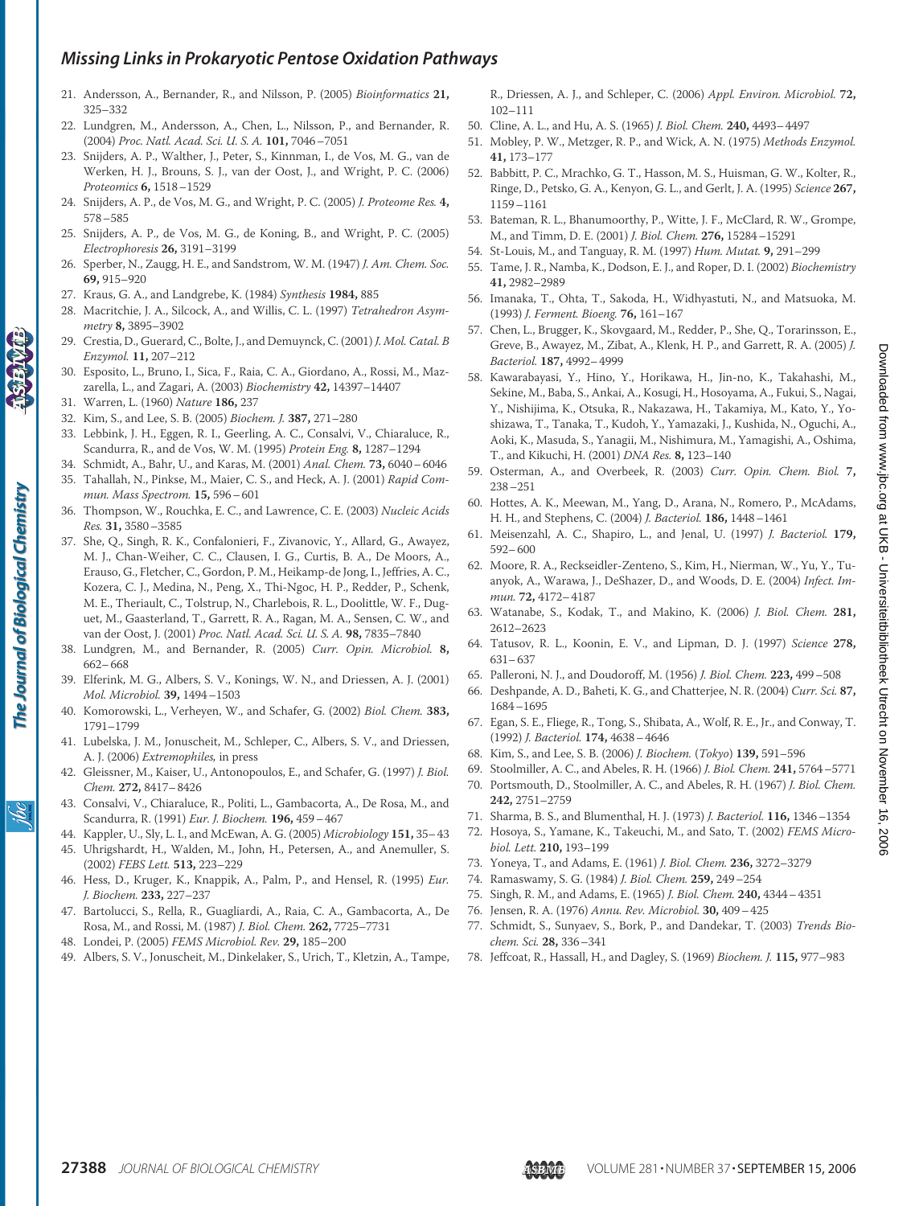21. Andersson, A., Bernander, R., and Nilsson, P. (2005) *Bioinformatics* **21,** 325–332
22. Lundgren, M., Andersson, A., Chen, L., Nilsson, P., and Bernander, R. (2004) *Proc. Natl. Acad. Sci. U. S. A.* **101,** 7046–7051
23. Snijders, A. P., Walther, J., Peter, S., Kinnman, I., de Vos, M. G., van de Werken, H. J., Brouns, S. J., van der Oost, J., and Wright, P. C. (2006) *Proteomics* **6,** 1518–1529
24. Snijders, A. P., de Vos, M. G., and Wright, P. C. (2005) *J. Proteome Res.* **4,** 578–585
25. Snijders, A. P., de Vos, M. G., de Koning, B., and Wright, P. C. (2005) *Electrophoresis* **26,** 3191–3199
26. Sperber, N., Zaugg, H. E., and Sandstrom, W. M. (1947) *J. Am. Chem. Soc.* **69,** 915–920
27. Kraus, G. A., and Landgrebe, K. (1984) *Synthesis* **1984,** 885
28. Macritchie, J. A., Silcock, A., and Willis, C. L. (1997) *Tetrahedron Asymmetry* **8,** 3895–3902
29. Crestia, D., Guerard, C., Bolte, J., and Demuynck, C. (2001) *J. Mol. Catal. B Enzymol.* **11,** 207–212
30. Esposito, L., Bruno, I., Sica, F., Raia, C. A., Giordano, A., Rossi, M., Mazzarella, L., and Zagari, A. (2003) *Biochemistry* **42,** 14397–14407
31. Warren, L. (1960) *Nature* **186,** 237
32. Kim, S., and Lee, S. B. (2005) *Biochem. J.* **387,** 271–280
33. Lebbink, J. H., Eggen, R. I., Geerling, A. C., Consalvi, V., Chiaraluce, R., Scandurra, R., and de Vos, W. M. (1995) *Protein Eng.* **8,** 1287–1294
34. Schmidt, A., Bahr, U., and Karas, M. (2001) *Anal. Chem.* **73,** 6040–6046
35. Tahallah, N., Pinkse, M., Maier, C. S., and Heck, A. J. (2001) *Rapid Commun. Mass Spectrom.* **15,** 596–601
36. Thompson, W., Rouchka, E. C., and Lawrence, C. E. (2003) *Nucleic Acids Res.* **31,** 3580–3585
37. She, Q., Singh, R. K., Confalonieri, F., Zivanovic, Y., Allard, G., Awayez, M. J., Chan-Weiher, C. C., Clausen, I. G., Curtis, B. A., De Moors, A., Erauso, G., Fletcher, C., Gordon, P. M., Heikamp-de Jong, I., Jeffries, A. C., Kozera, C. J., Medina, N., Peng, X., Thi-Ngoc, H. P., Redder, P., Schenk, M. E., Theriault, C., Tolstrup, N., Charlebois, R. L., Doolittle, W. F., Duguet, M., Gaasterland, T., Garrett, R. A., Ragan, M. A., Sensen, C. W., and van der Oost, J. (2001) *Proc. Natl. Acad. Sci. U. S. A.* **98,** 7835–7840
38. Lundgren, M., and Bernander, R. (2005) *Curr. Opin. Microbiol.* **8,** 662–668
39. Elferink, M. G., Albers, S. V., Konings, W. N., and Driessen, A. J. (2001) *Mol. Microbiol.* **39,** 1494–1503
40. Komorowski, L., Verheyen, W., and Schafer, G. (2002) *Biol. Chem.* **383,** 1791–1799
41. Lubelska, J. M., Jonuscheit, M., Schleper, C., Albers, S. V., and Driessen, A. J. (2006) *Extremophiles,* in press
42. Gleissner, M., Kaiser, U., Antonopoulos, E., and Schafer, G. (1997) *J. Biol. Chem.* **272,** 8417–8426
43. Consalvi, V., Chiaraluce, R., Politi, L., Gambacorta, A., De Rosa, M., and Scandurra, R. (1991) *Eur. J. Biochem.* **196,** 459–467
44. Kappler, U., Sly, L. I., and McEwan, A. G. (2005) *Microbiology* **151,** 35–43
45. Uhrigshardt, H., Walden, M., John, H., Petersen, A., and Anemuller, S. (2002) *FEBS Lett.* **513,** 223–229
46. Hess, D., Kruger, K., Knappik, A., Palm, P., and Hensel, R. (1995) *Eur. J. Biochem.* **233,** 227–237
47. Bartolucci, S., Rella, R., Guagliardi, A., Raia, C. A., Gambacorta, A., De Rosa, M., and Rossi, M. (1987) *J. Biol. Chem.* **262,** 7725–7731
48. Londei, P. (2005) *FEMS Microbiol. Rev.* **29,** 185–200
49. Albers, S. V., Jonuscheit, M., Dinkelaker, S., Urich, T., Kletzin, A., Tampe, R., Driessen, A. J., and Schleper, C. (2006) *Appl. Environ. Microbiol.* **72,** 102–111
50. Cline, A. L., and Hu, A. S. (1965) *J. Biol. Chem.* **240,** 4493–4497
51. Mobley, P. W., Metzger, R. P., and Wick, A. N. (1975) *Methods Enzymol.* **41,** 173–177
52. Babbitt, P. C., Mrachko, G. T., Hasson, M. S., Huisman, G. W., Kolter, R., Ringe, D., Petsko, G. A., Kenyon, G. L., and Gerlt, J. A. (1995) *Science* **267,** 1159–1161
53. Bateman, R. L., Bhanumoorthy, P., Witte, J. F., McClard, R. W., Grompe, M., and Timm, D. E. (2001) *J. Biol. Chem.* **276,** 15284–15291
54. St-Louis, M., and Tanguay, R. M. (1997) *Hum. Mutat.* **9,** 291–299
55. Tame, J. R., Namba, K., Dodson, E. J., and Roper, D. I. (2002) *Biochemistry* **41,** 2982–2989
56. Imanaka, T., Ohta, T., Sakoda, H., Widhyastuti, N., and Matsuoka, M. (1993) *J. Ferment. Bioeng.* **76,** 161–167
57. Chen, L., Brugger, K., Skovgaard, M., Redder, P., She, Q., Torarinsson, E., Greve, B., Awayez, M., Zibat, A., Klenk, H. P., and Garrett, R. A. (2005) *J. Bacteriol.* **187,** 4992–4999
58. Kawarabayasi, Y., Hino, Y., Horikawa, H., Jin-no, K., Takahashi, M., Sekine, M., Baba, S., Ankai, A., Kosugi, H., Hosoyama, A., Fukui, S., Nagai, Y., Nishijima, K., Otsuka, R., Nakazawa, H., Takamiya, M., Kato, Y., Yoshizawa, T., Tanaka, T., Kudoh, Y., Yamazaki, J., Kushida, N., Oguchi, A., Aoki, K., Masuda, S., Yanagii, M., Nishimura, M., Yamagishi, A., Oshima, T., and Kikuchi, H. (2001) *DNA Res.* **8,** 123–140
59. Osterman, A., and Overbeek, R. (2003) *Curr. Opin. Chem. Biol.* **7,** 238–251
60. Hottes, A. K., Meewan, M., Yang, D., Arana, N., Romero, P., McAdams, H. H., and Stephens, C. (2004) *J. Bacteriol.* **186,** 1448–1461
61. Meisenzahl, A. C., Shapiro, L., and Jenal, U. (1997) *J. Bacteriol.* **179,** 592–600
62. Moore, R. A., Reckseidler-Zenteno, S., Kim, H., Nierman, W., Yu, Y., Tuanyok, A., Warawa, J., DeShazer, D., and Woods, D. E. (2004) *Infect. Immun.* **72,** 4172–4187
63. Watanabe, S., Kodak, T., and Makino, K. (2006) *J. Biol. Chem.* **281,** 2612–2623
64. Tatusov, R. L., Koonin, E. V., and Lipman, D. J. (1997) *Science* **278,** 631–637
65. Palleroni, N. J., and Doudoroff, M. (1956) *J. Biol. Chem.* **223,** 499–508
66. Deshpande, A. D., Baheti, K. G., and Chatterjee, N. R. (2004) *Curr. Sci.* **87,** 1684–1695
67. Egan, S. E., Fliege, R., Tong, S., Shibata, A., Wolf, R. E., Jr., and Conway, T. (1992) *J. Bacteriol.* **174,** 4638–4646
68. Kim, S., and Lee, S. B. (2006) *J. Biochem.* (*Tokyo*) **139,** 591–596
69. Stoolmiller, A. C., and Abeles, R. H. (1966) *J. Biol. Chem.* **241,** 5764–5771
70. Portsmouth, D., Stoolmiller, A. C., and Abeles, R. H. (1967) *J. Biol. Chem.* **242,** 2751–2759
71. Sharma, B. S., and Blumenthal, H. J. (1973) *J. Bacteriol.* **116,** 1346–1354
72. Hosoya, S., Yamane, K., Takeuchi, M., and Sato, T. (2002) *FEMS Microbiol. Lett.* **210,** 193–199
73. Yoneya, T., and Adams, E. (1961) *J. Biol. Chem.* **236,** 3272–3279
74. Ramaswamy, S. G. (1984) *J. Biol. Chem.* **259,** 249–254
75. Singh, R. M., and Adams, E. (1965) *J. Biol. Chem.* **240,** 4344–4351
76. Jensen, R. A. (1976) *Annu. Rev. Microbiol.* **30,** 409–425
77. Schmidt, S., Sunyaev, S., Bork, P., and Dandekar, T. (2003) *Trends Biochem. Sci.* **28,** 336–341
78. Jeffcoat, R., Hassall, H., and Dagley, S. (1969) *Biochem. J.* **115,** 977–983